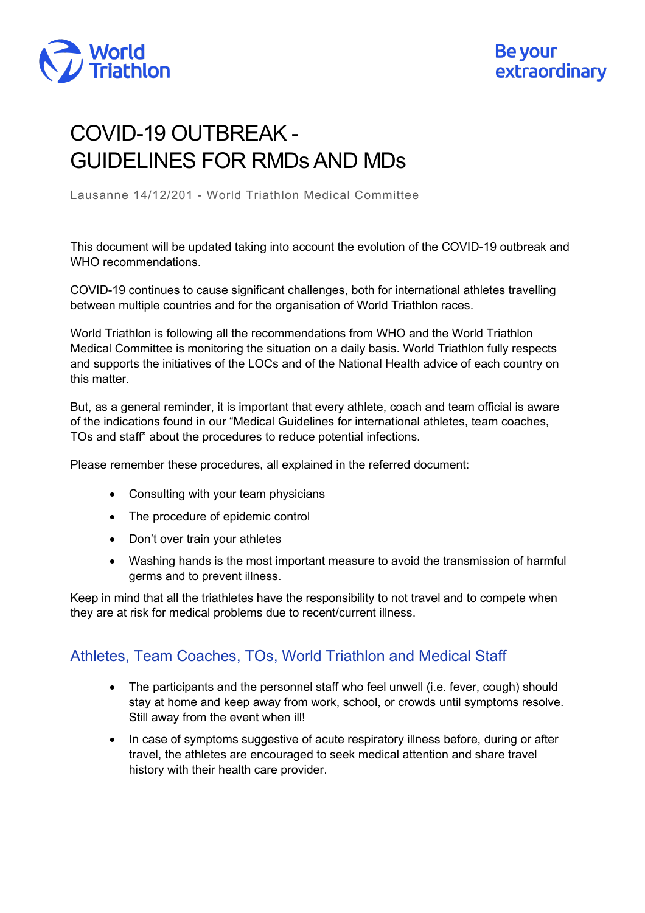World Triathlon

Be your extraordinary

# COVID-19 OUTBREAK - GUIDELINES FOR RMDs AND MDs

Lausanne 14/12/201 - World Triathlon Medical Committee

This document will be updated taking into account the evolution of the COVID-19 outbreak and WHO recommendations.

COVID-19 continues to cause significant challenges, both for international athletes travelling between multiple countries and for the organisation of World Triathlon races.

World Triathlon is following all the recommendations from WHO and the World Triathlon Medical Committee is monitoring the situation on a daily basis. World Triathlon fully respects and supports the initiatives of the LOCs and of the National Health advice of each country on this matter.

But, as a general reminder, it is important that every athlete, coach and team official is aware of the indications found in our “Medical Guidelines for international athletes, team coaches, TOs and staff” about the procedures to reduce potential infections.

Please remember these procedures, all explained in the referred document:

- Consulting with your team physicians
- The procedure of epidemic control
- Don’t over train your athletes
- Washing hands is the most important measure to avoid the transmission of harmful germs and to prevent illness.

Keep in mind that all the triathletes have the responsibility to not travel and to compete when they are at risk for medical problems due to recent/current illness.

## Athletes, Team Coaches, TOs, World Triathlon and Medical Staff

- The participants and the personnel staff who feel unwell (i.e. fever, cough) should stay at home and keep away from work, school, or crowds until symptoms resolve. Still away from the event when ill!
- In case of symptoms suggestive of acute respiratory illness before, during or after travel, the athletes are encouraged to seek medical attention and share travel history with their health care provider.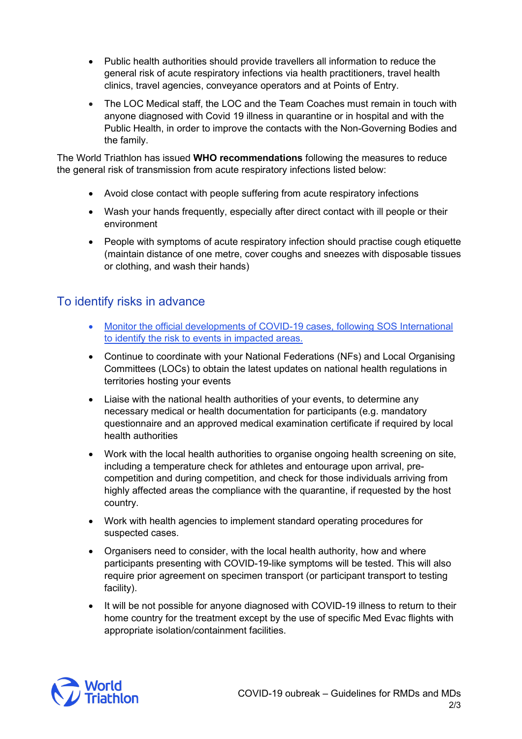- Public health authorities should provide travellers all information to reduce the general risk of acute respiratory infections via health practitioners, travel health clinics, travel agencies, conveyance operators and at Points of Entry.
- The LOC Medical staff, the LOC and the Team Coaches must remain in touch with anyone diagnosed with Covid 19 illness in quarantine or in hospital and with the Public Health, in order to improve the contacts with the Non-Governing Bodies and the family.

The World Triathlon has issued **WHO recommendations** following the measures to reduce the general risk of transmission from acute respiratory infections listed below:

- Avoid close contact with people suffering from acute respiratory infections
- Wash your hands frequently, especially after direct contact with ill people or their environment
- People with symptoms of acute respiratory infection should practise cough etiquette (maintain distance of one metre, cover coughs and sneezes with disposable tissues or clothing, and wash their hands)

## To identify risks in advance

- Monitor the official developments of COVID-19 cases, following SOS International to identify the risk to events in impacted areas.
- Continue to coordinate with your National Federations (NFs) and Local Organising Committees (LOCs) to obtain the latest updates on national health regulations in territories hosting your events
- Liaise with the national health authorities of your events, to determine any necessary medical or health documentation for participants (e.g. mandatory questionnaire and an approved medical examination certificate if required by local health authorities
- Work with the local health authorities to organise ongoing health screening on site, including a temperature check for athletes and entourage upon arrival, pre-competition and during competition, and check for those individuals arriving from highly affected areas the compliance with the quarantine, if requested by the host country.
- Work with health agencies to implement standard operating procedures for suspected cases.
- Organisers need to consider, with the local health authority, how and where participants presenting with COVID-19-like symptoms will be tested. This will also require prior agreement on specimen transport (or participant transport to testing facility).
- It will be not possible for anyone diagnosed with COVID-19 illness to return to their home country for the treatment except by the use of specific Med Evac flights with appropriate isolation/containment facilities.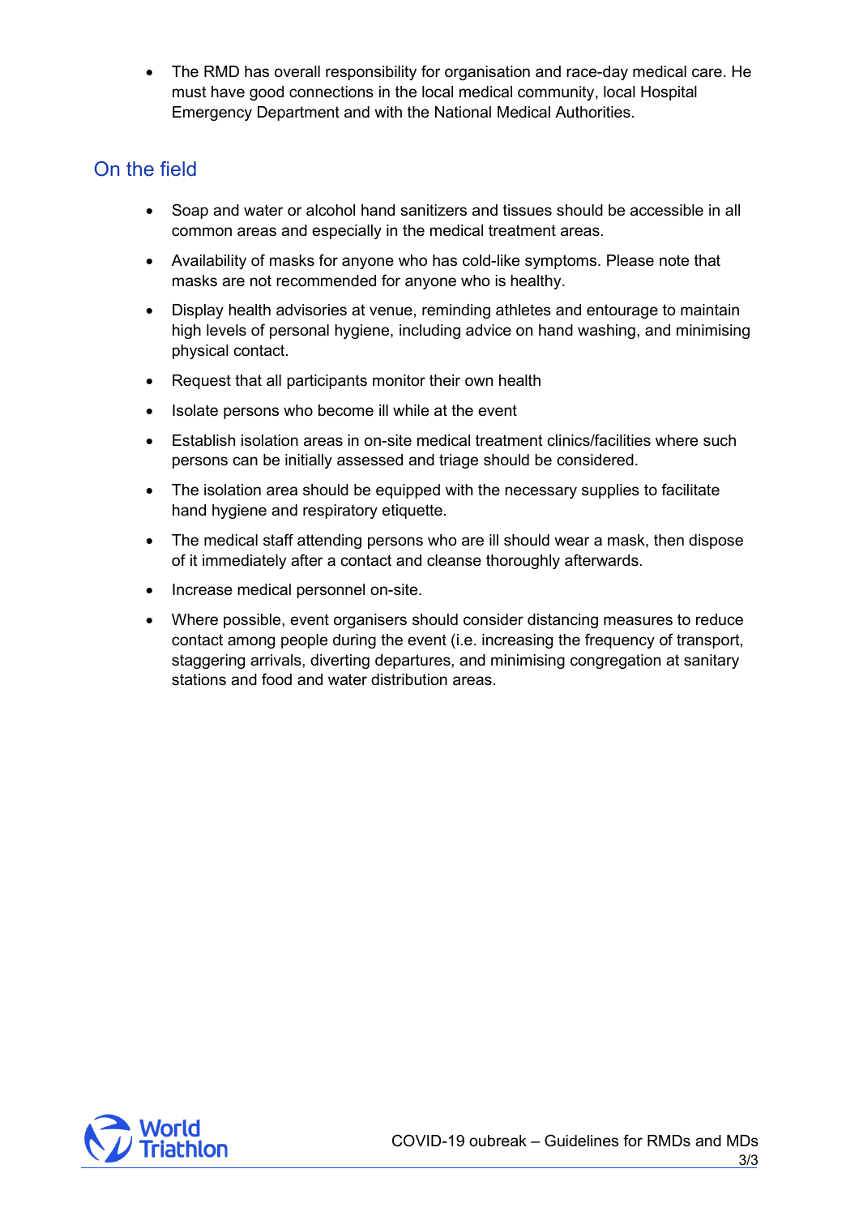- The RMD has overall responsibility for organisation and race-day medical care. He must have good connections in the local medical community, local Hospital Emergency Department and with the National Medical Authorities.

## On the field

- Soap and water or alcohol hand sanitizers and tissues should be accessible in all common areas and especially in the medical treatment areas.
- Availability of masks for anyone who has cold-like symptoms. Please note that masks are not recommended for anyone who is healthy.
- Display health advisories at venue, reminding athletes and entourage to maintain high levels of personal hygiene, including advice on hand washing, and minimising physical contact.
- Request that all participants monitor their own health
- Isolate persons who become ill while at the event
- Establish isolation areas in on-site medical treatment clinics/facilities where such persons can be initially assessed and triage should be considered.
- The isolation area should be equipped with the necessary supplies to facilitate hand hygiene and respiratory etiquette.
- The medical staff attending persons who are ill should wear a mask, then dispose of it immediately after a contact and cleanse thoroughly afterwards.
- Increase medical personnel on-site.
- Where possible, event organisers should consider distancing measures to reduce contact among people during the event (i.e. increasing the frequency of transport, staggering arrivals, diverting departures, and minimising congregation at sanitary stations and food and water distribution areas.